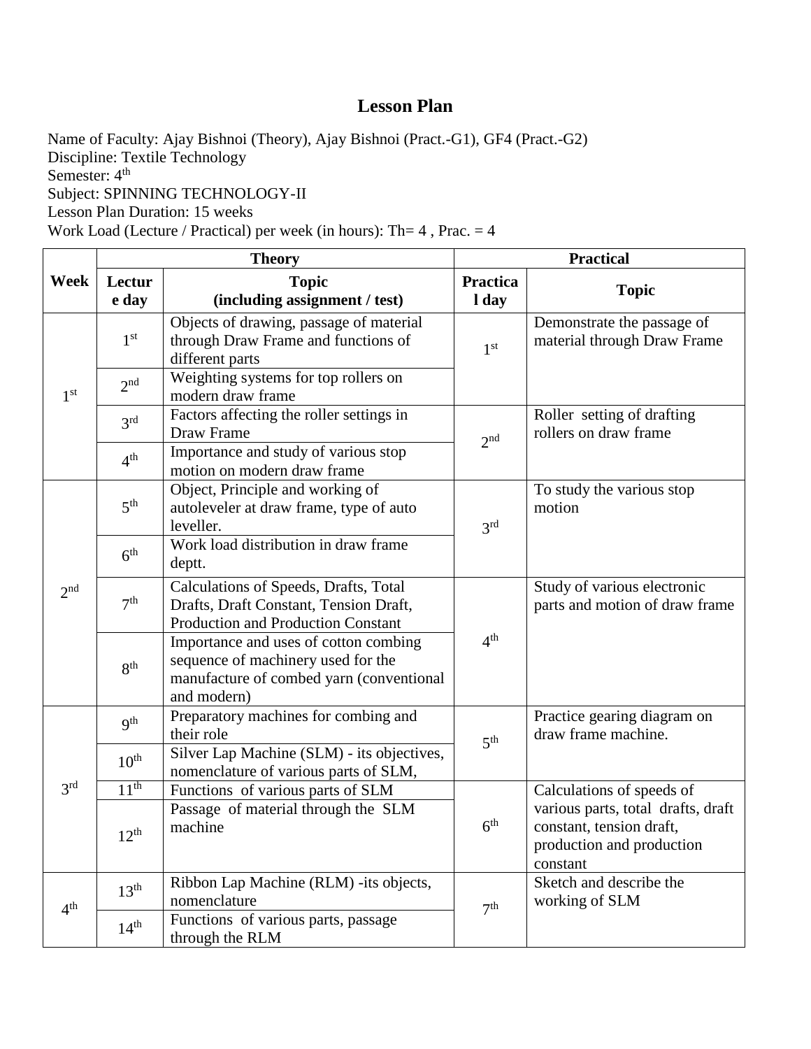# Lesson Plan

Name of Faculty: Ajay Bishnoi (Theory), Ajay Bishnoi (Pract.-G1), GF4 (Pract.-G2)
Discipline: Textile Technology
Semester: 4th
Subject: SPINNING TECHNOLOGY-II
Lesson Plan Duration: 15 weeks
Work Load (Lecture / Practical) per week (in hours): Th= 4 , Prac. = 4

| Week | Theory | | Practical | |
|---|---|---|---|---|
| | **Lecture day** | **Topic (including assignment / test)** | **Practical day** | **Topic** |
| 1st | 1st | Objects of drawing, passage of material through Draw Frame and functions of different parts | 1st | Demonstrate the passage of material through Draw Frame |
| | 2nd | Weighting systems for top rollers on modern draw frame | | |
| | 3rd | Factors affecting the roller settings in Draw Frame | 2nd | Roller setting of drafting rollers on draw frame |
| | 4th | Importance and study of various stop motion on modern draw frame | | |
| 2nd | 5th | Object, Principle and working of autoleveler at draw frame, type of auto leveller. | 3rd | To study the various stop motion |
| | 6th | Work load distribution in draw frame deptt. | | |
| | 7th | Calculations of Speeds, Drafts, Total Drafts, Draft Constant, Tension Draft, Production and Production Constant | 4th | Study of various electronic parts and motion of draw frame |
| | 8th | Importance and uses of cotton combing sequence of machinery used for the manufacture of combed yarn (conventional and modern) | | |
| 3rd | 9th | Preparatory machines for combing and their role | 5th | Practice gearing diagram on draw frame machine. |
| | 10th | Silver Lap Machine (SLM) - its objectives, nomenclature of various parts of SLM, | | |
| | 11th | Functions of various parts of SLM | 6th | Calculations of speeds of various parts, total drafts, draft constant, tension draft, production and production constant |
| | 12th | Passage of material through the SLM machine | | |
| 4th | 13th | Ribbon Lap Machine (RLM) -its objects, nomenclature | 7th | Sketch and describe the working of SLM |
| | 14th | Functions of various parts, passage through the RLM | | |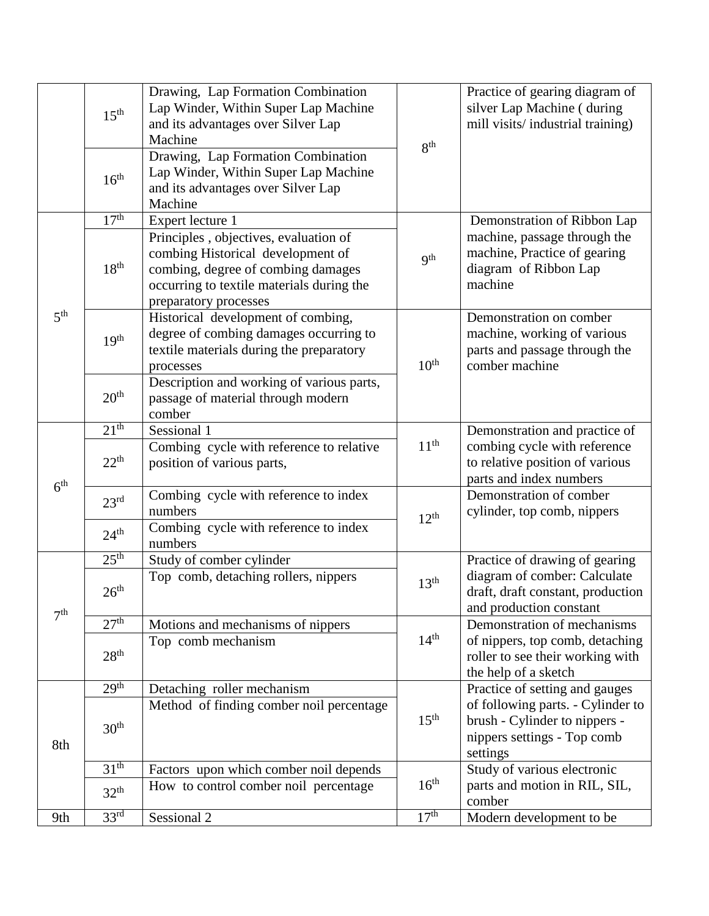| | | | | |
|---|---|---|---|---|
| | 15th | Drawing, Lap Formation Combination Lap Winder, Within Super Lap Machine and its advantages over Silver Lap Machine | 8th | Practice of gearing diagram of silver Lap Machine ( during mill visits/ industrial training) |
| | 16th | Drawing, Lap Formation Combination Lap Winder, Within Super Lap Machine and its advantages over Silver Lap Machine | | |
| 5th | 17th | Expert lecture 1 | 9th | Demonstration of Ribbon Lap machine, passage through the machine, Practice of gearing diagram of Ribbon Lap machine |
| | 18th | Principles , objectives, evaluation of combing Historical development of combing, degree of combing damages occurring to textile materials during the preparatory processes | | |
| | 19th | Historical development of combing, degree of combing damages occurring to textile materials during the preparatory processes | 10th | Demonstration on comber machine, working of various parts and passage through the comber machine |
| | 20th | Description and working of various parts, passage of material through modern comber | | |
| 6th | 21th | Sessional 1 | 11th | Demonstration and practice of combing cycle with reference to relative position of various parts and index numbers |
| | 22th | Combing cycle with reference to relative position of various parts, | | |
| | 23rd | Combing cycle with reference to index numbers | 12th | Demonstration of comber cylinder, top comb, nippers |
| | 24th | Combing cycle with reference to index numbers | | |
| 7th | 25th | Study of comber cylinder | 13th | Practice of drawing of gearing diagram of comber: Calculate draft, draft constant, production and production constant |
| | 26th | Top comb, detaching rollers, nippers | | |
| | 27th | Motions and mechanisms of nippers | 14th | Demonstration of mechanisms of nippers, top comb, detaching roller to see their working with the help of a sketch |
| | 28th | Top comb mechanism | | |
| 8th | 29th | Detaching roller mechanism | 15th | Practice of setting and gauges of following parts. - Cylinder to brush - Cylinder to nippers - nippers settings - Top comb settings |
| | 30th | Method of finding comber noil percentage | | |
| | 31th | Factors upon which comber noil depends | 16th | Study of various electronic parts and motion in RIL, SIL, comber |
| | 32th | How to control comber noil percentage | | |
| 9th | 33rd | Sessional 2 | 17th | Modern development to be |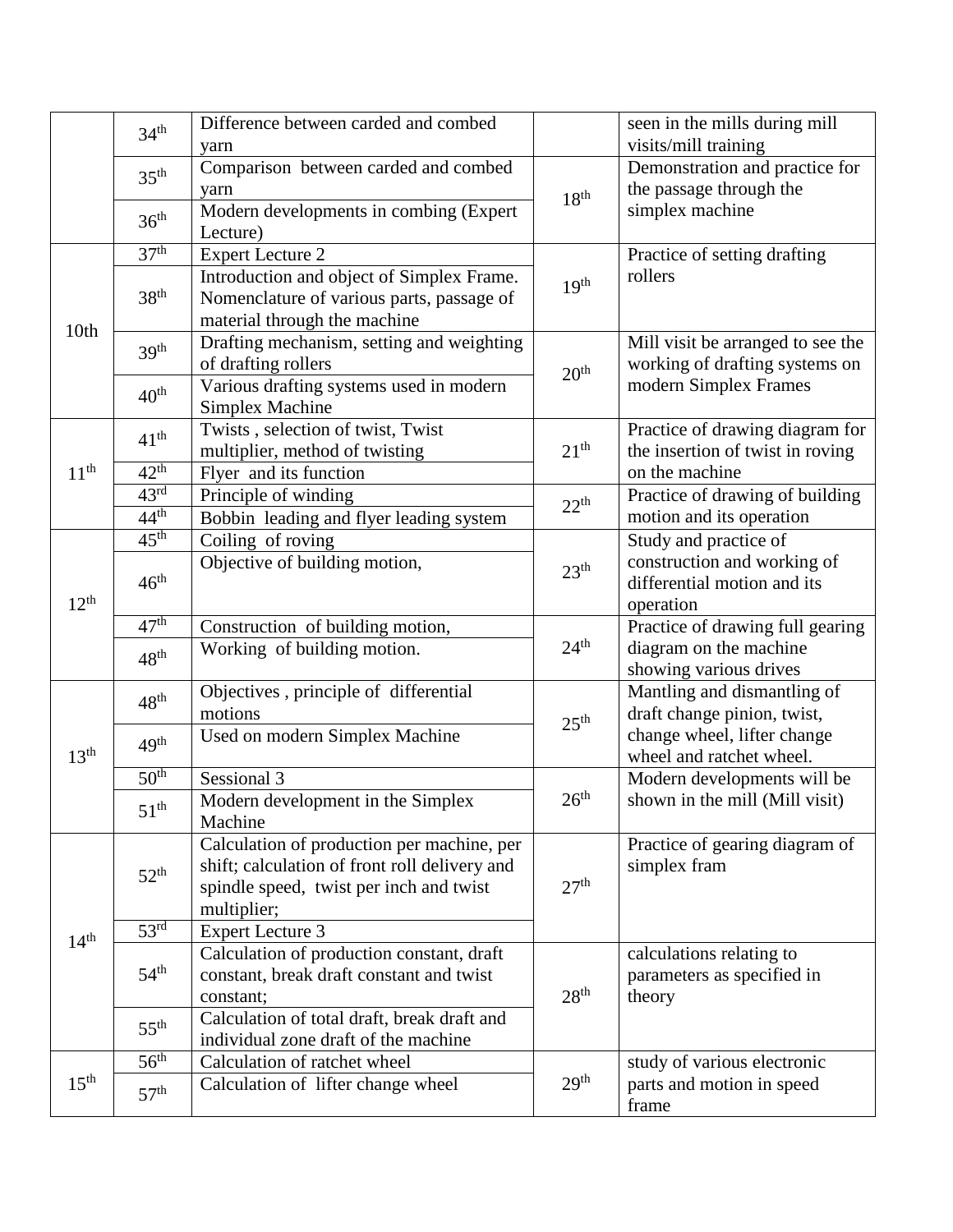| | | | | |
|---|---|---|---|---|
| | 34th | Difference between carded and combed yarn | | seen in the mills during mill visits/mill training |
| | 35th | Comparison between carded and combed yarn | 18th | Demonstration and practice for the passage through the simplex machine |
| | 36th | Modern developments in combing (Expert Lecture) | | |
| 10th | 37th | Expert Lecture 2 | 19th | Practice of setting drafting rollers |
| | 38th | Introduction and object of Simplex Frame. Nomenclature of various parts, passage of material through the machine | | |
| | 39th | Drafting mechanism, setting and weighting of drafting rollers | 20th | Mill visit be arranged to see the working of drafting systems on modern Simplex Frames |
| | 40th | Various drafting systems used in modern Simplex Machine | | |
| 11th | 41th | Twists , selection of twist, Twist multiplier, method of twisting | 21th | Practice of drawing diagram for the insertion of twist in roving on the machine |
| | 42th | Flyer and its function | | |
| | 43rd | Principle of winding | 22th | Practice of drawing of building motion and its operation |
| | 44th | Bobbin leading and flyer leading system | | |
| 12th | 45th | Coiling of roving | 23th | Study and practice of construction and working of differential motion and its operation |
| | 46th | Objective of building motion, | | |
| | 47th | Construction of building motion, | 24th | Practice of drawing full gearing diagram on the machine showing various drives |
| | 48th | Working of building motion. | | |
| 13th | 48th | Objectives , principle of differential motions | 25th | Mantling and dismantling of draft change pinion, twist, change wheel, lifter change wheel and ratchet wheel. |
| | 49th | Used on modern Simplex Machine | | |
| | 50th | Sessional 3 | 26th | Modern developments will be shown in the mill (Mill visit) |
| | 51th | Modern development in the Simplex Machine | | |
| 14th | 52th | Calculation of production per machine, per shift; calculation of front roll delivery and spindle speed, twist per inch and twist multiplier; | 27th | Practice of gearing diagram of simplex fram |
| | 53rd | Expert Lecture 3 | | |
| | 54th | Calculation of production constant, draft constant, break draft constant and twist constant; | 28th | calculations relating to parameters as specified in theory |
| | 55th | Calculation of total draft, break draft and individual zone draft of the machine | | |
| 15th | 56th | Calculation of ratchet wheel | 29th | study of various electronic parts and motion in speed frame |
| | 57th | Calculation of lifter change wheel | | |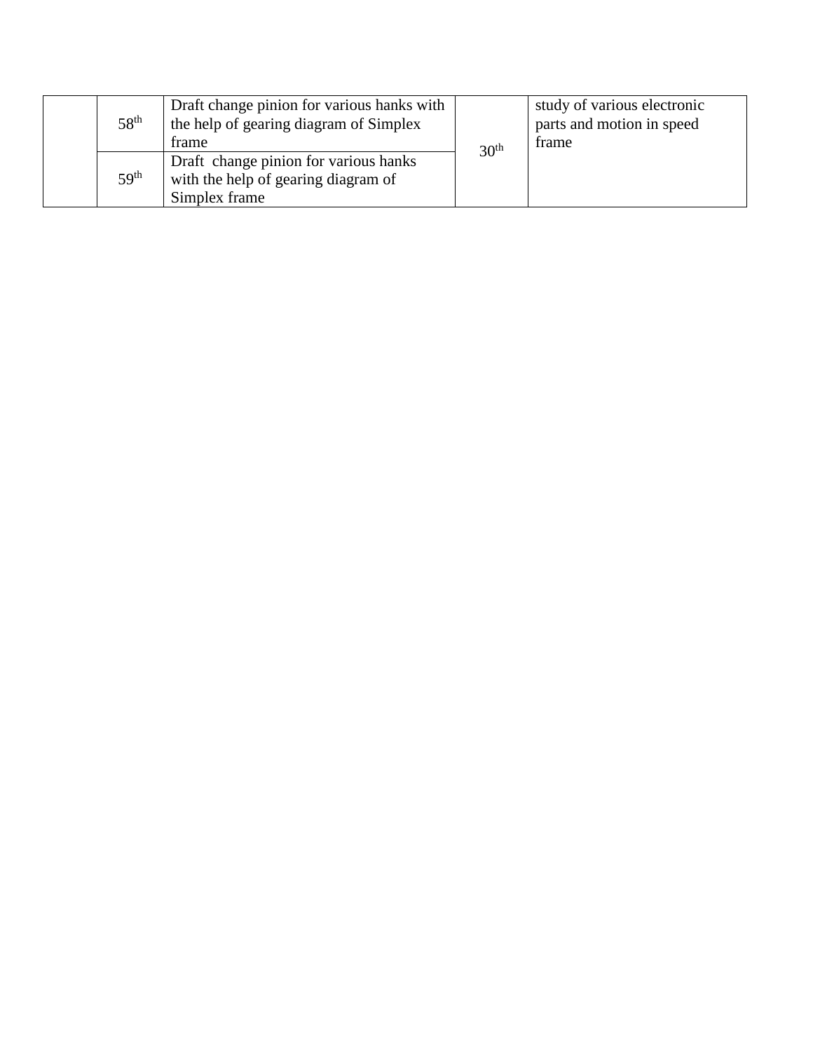| | | | | |
|---|---|---|---|---|
| | 58th | Draft change pinion for various hanks with the help of gearing diagram of Simplex frame | 30th | study of various electronic parts and motion in speed frame |
| | 59th | Draft change pinion for various hanks with the help of gearing diagram of Simplex frame | | |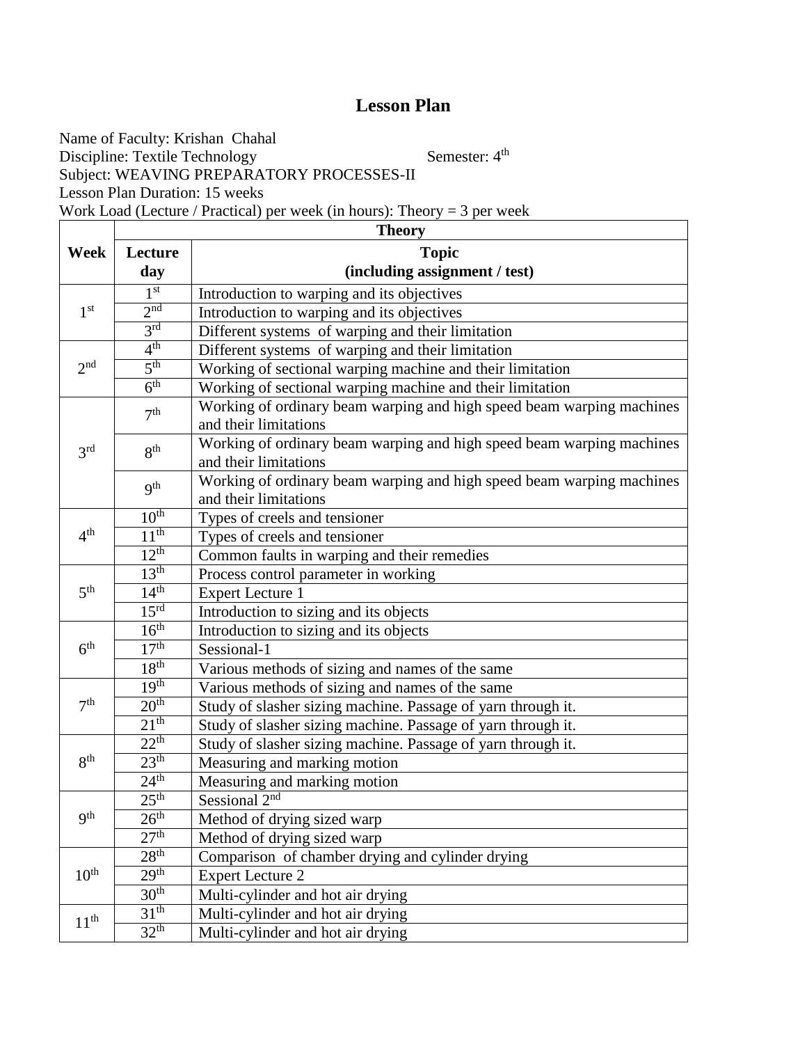# Lesson Plan

Name of Faculty: Krishan Chahal
Discipline: Textile Technology Semester: 4th
Subject: WEAVING PREPARATORY PROCESSES-II
Lesson Plan Duration: 15 weeks
Work Load (Lecture / Practical) per week (in hours): Theory = 3 per week

| Week | Theory | |
|---|---|---|
| | **Lecture day** | **Topic (including assignment / test)** |
| 1st | 1st | Introduction to warping and its objectives |
| | 2nd | Introduction to warping and its objectives |
| | 3rd | Different systems of warping and their limitation |
| 2nd | 4th | Different systems of warping and their limitation |
| | 5th | Working of sectional warping machine and their limitation |
| | 6th | Working of sectional warping machine and their limitation |
| 3rd | 7th | Working of ordinary beam warping and high speed beam warping machines and their limitations |
| | 8th | Working of ordinary beam warping and high speed beam warping machines and their limitations |
| | 9th | Working of ordinary beam warping and high speed beam warping machines and their limitations |
| 4th | 10th | Types of creels and tensioner |
| | 11th | Types of creels and tensioner |
| | 12th | Common faults in warping and their remedies |
| 5th | 13th | Process control parameter in working |
| | 14th | Expert Lecture 1 |
| | 15rd | Introduction to sizing and its objects |
| 6th | 16th | Introduction to sizing and its objects |
| | 17th | Sessional-1 |
| | 18th | Various methods of sizing and names of the same |
| 7th | 19th | Various methods of sizing and names of the same |
| | 20th | Study of slasher sizing machine. Passage of yarn through it. |
| | 21th | Study of slasher sizing machine. Passage of yarn through it. |
| 8th | 22th | Study of slasher sizing machine. Passage of yarn through it. |
| | 23th | Measuring and marking motion |
| | 24th | Measuring and marking motion |
| 9th | 25th | Sessional 2nd |
| | 26th | Method of drying sized warp |
| | 27th | Method of drying sized warp |
| 10th | 28th | Comparison of chamber drying and cylinder drying |
| | 29th | Expert Lecture 2 |
| | 30th | Multi-cylinder and hot air drying |
| 11th | 31th | Multi-cylinder and hot air drying |
| | 32th | Multi-cylinder and hot air drying |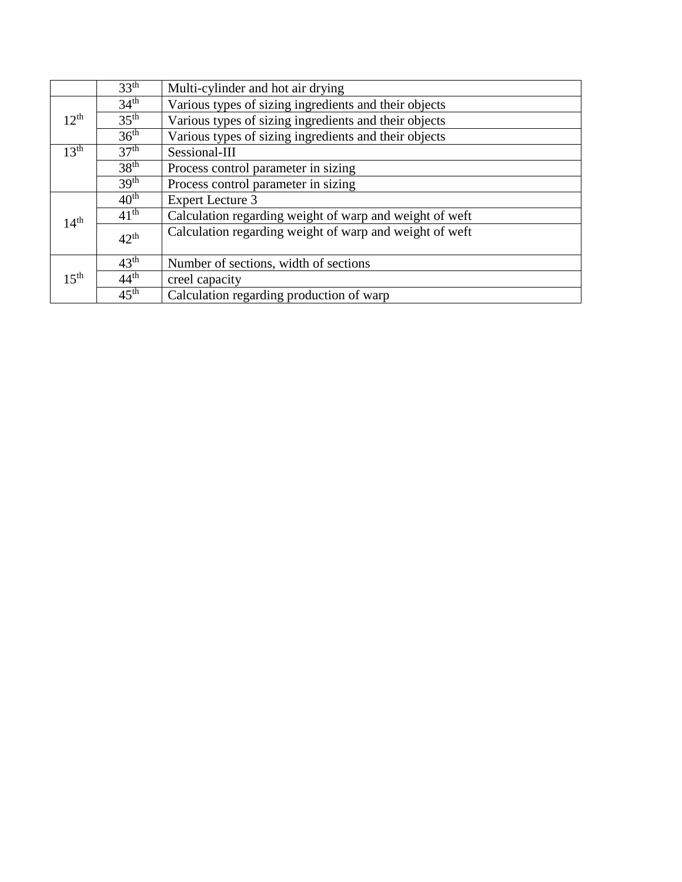| | | |
|---|---|---|
| | 33th | Multi-cylinder and hot air drying |
| 12th | 34th | Various types of sizing ingredients and their objects |
| | 35th | Various types of sizing ingredients and their objects |
| | 36th | Various types of sizing ingredients and their objects |
| 13th | 37th | Sessional-III |
| | 38th | Process control parameter in sizing |
| | 39th | Process control parameter in sizing |
| 14th | 40th | Expert Lecture 3 |
| | 41th | Calculation regarding weight of warp and weight of weft |
| | 42th | Calculation regarding weight of warp and weight of weft |
| 15th | 43th | Number of sections, width of sections |
| | 44th | creel capacity |
| | 45th | Calculation regarding production of warp |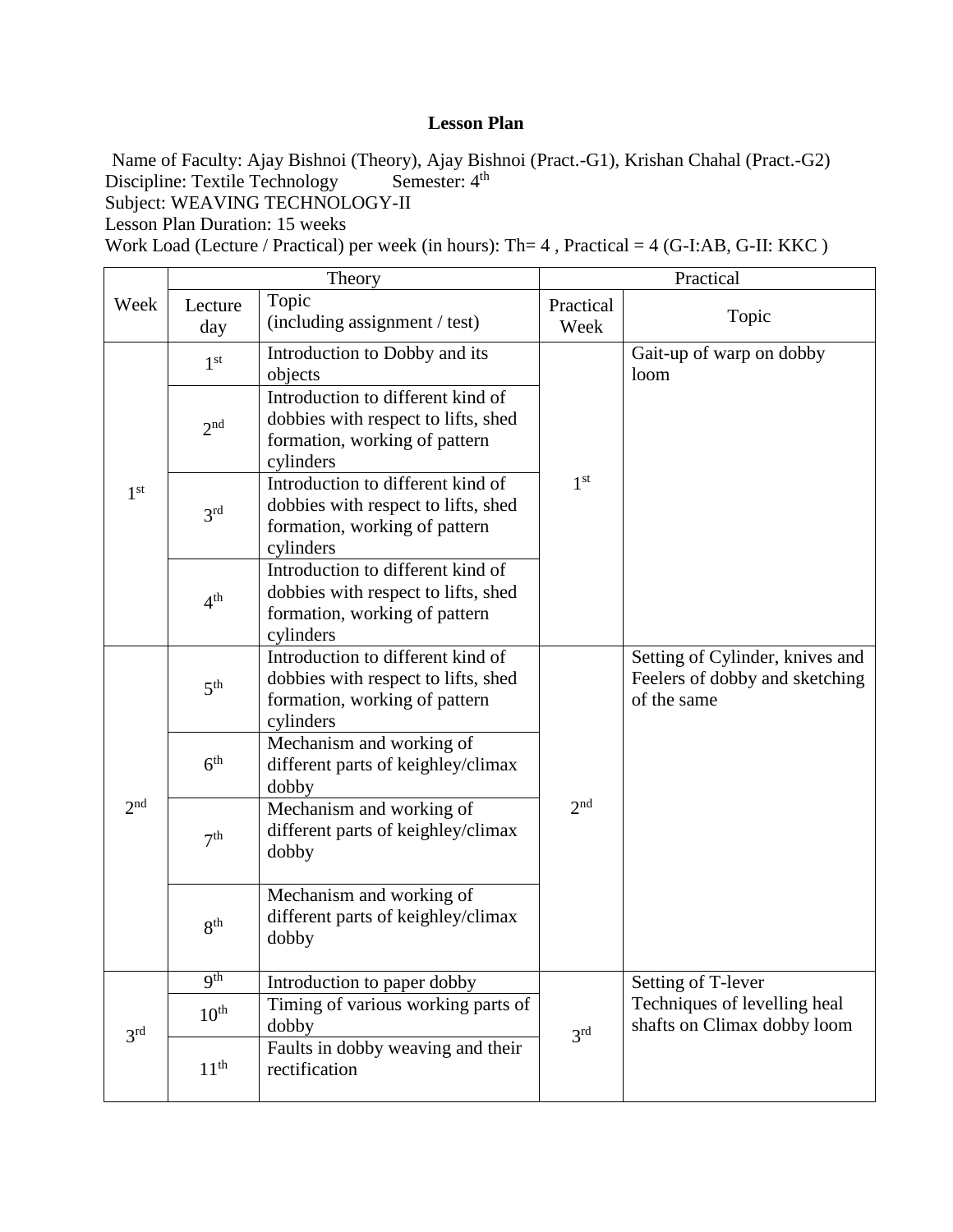**Lesson Plan**

Name of Faculty: Ajay Bishnoi (Theory), Ajay Bishnoi (Pract.-G1), Krishan Chahal (Pract.-G2)
Discipline: Textile Technology Semester: 4th
Subject: WEAVING TECHNOLOGY-II
Lesson Plan Duration: 15 weeks
Work Load (Lecture / Practical) per week (in hours): Th= 4 , Practical = 4 (G-I:AB, G-II: KKC )

| Week | Theory | | Practical | |
|---|---|---|---|---|
| | Lecture day | Topic (including assignment / test) | Practical Week | Topic |
| 1st | 1st | Introduction to Dobby and its objects | 1st | Gait-up of warp on dobby loom |
| | 2nd | Introduction to different kind of dobbies with respect to lifts, shed formation, working of pattern cylinders | | |
| | 3rd | Introduction to different kind of dobbies with respect to lifts, shed formation, working of pattern cylinders | | |
| | 4th | Introduction to different kind of dobbies with respect to lifts, shed formation, working of pattern cylinders | | |
| 2nd | 5th | Introduction to different kind of dobbies with respect to lifts, shed formation, working of pattern cylinders | 2nd | Setting of Cylinder, knives and Feelers of dobby and sketching of the same |
| | 6th | Mechanism and working of different parts of keighley/climax dobby | | |
| | 7th | Mechanism and working of different parts of keighley/climax dobby | | |
| | 8th | Mechanism and working of different parts of keighley/climax dobby | | |
| 3rd | 9th | Introduction to paper dobby | 3rd | Setting of T-lever Techniques of levelling heal shafts on Climax dobby loom |
| | 10th | Timing of various working parts of dobby | | |
| | 11th | Faults in dobby weaving and their rectification | | |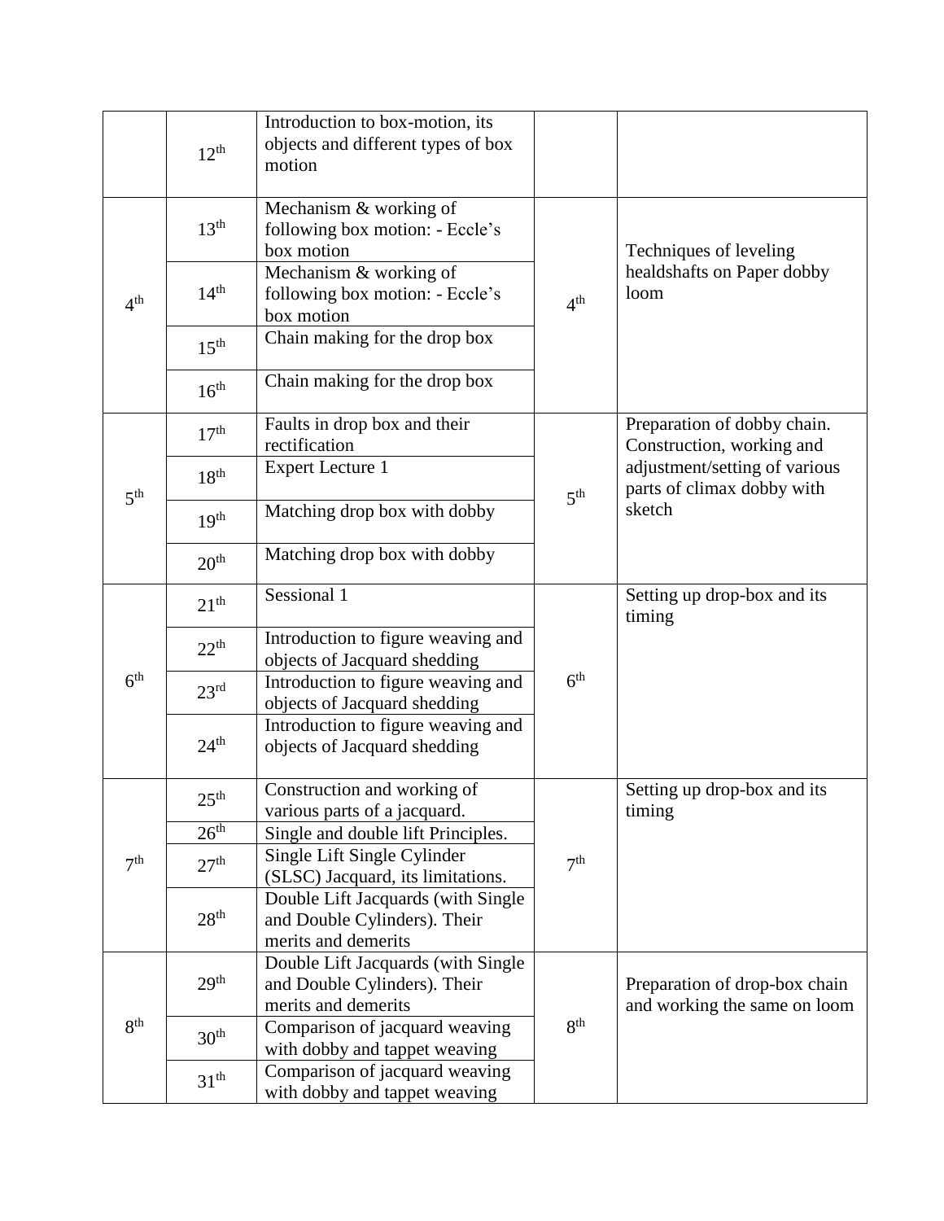| | | | | |
|---|---|---|---|---|
| | 12th | Introduction to box-motion, its objects and different types of box motion | | |
| 4th | 13th | Mechanism & working of following box motion: - Eccle's box motion | 4th | Techniques of leveling healdshafts on Paper dobby loom |
| | 14th | Mechanism & working of following box motion: - Eccle's box motion | | |
| | 15th | Chain making for the drop box | | |
| | 16th | Chain making for the drop box | | |
| 5th | 17th | Faults in drop box and their rectification | 5th | Preparation of dobby chain. Construction, working and adjustment/setting of various parts of climax dobby with sketch |
| | 18th | Expert Lecture 1 | | |
| | 19th | Matching drop box with dobby | | |
| | 20th | Matching drop box with dobby | | |
| 6th | 21th | Sessional 1 | 6th | Setting up drop-box and its timing |
| | 22th | Introduction to figure weaving and objects of Jacquard shedding | | |
| | 23rd | Introduction to figure weaving and objects of Jacquard shedding | | |
| | 24th | Introduction to figure weaving and objects of Jacquard shedding | | |
| 7th | 25th | Construction and working of various parts of a jacquard. | 7th | Setting up drop-box and its timing |
| | 26th | Single and double lift Principles. | | |
| | 27th | Single Lift Single Cylinder (SLSC) Jacquard, its limitations. | | |
| | 28th | Double Lift Jacquards (with Single and Double Cylinders). Their merits and demerits | | |
| 8th | 29th | Double Lift Jacquards (with Single and Double Cylinders). Their merits and demerits | 8th | Preparation of drop-box chain and working the same on loom |
| | 30th | Comparison of jacquard weaving with dobby and tappet weaving | | |
| | 31th | Comparison of jacquard weaving with dobby and tappet weaving | | |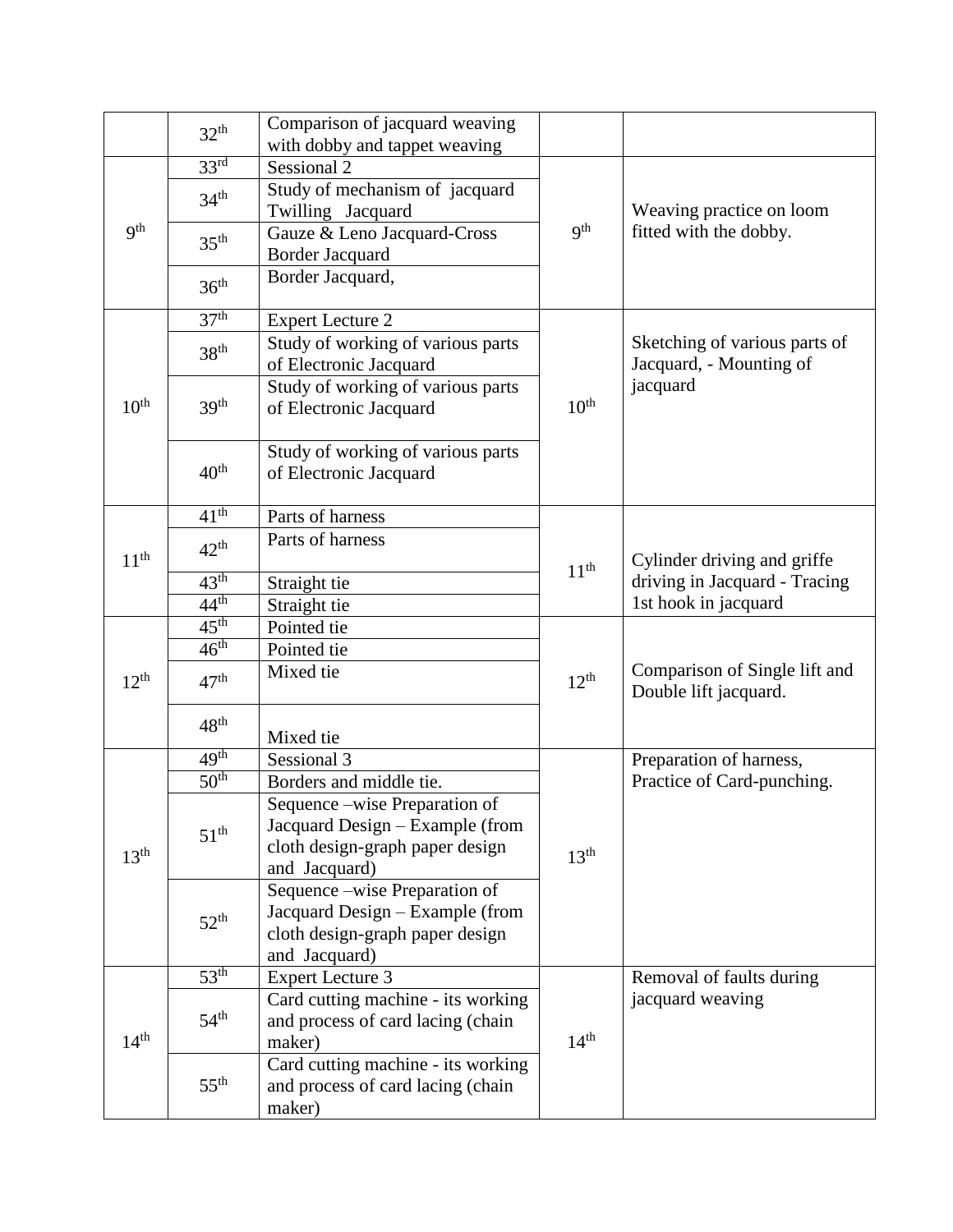| | | | | |
|---|---|---|---|---|
| | 32th | Comparison of jacquard weaving with dobby and tappet weaving | | |
| 9th | 33rd | Sessional 2 | 9th | Weaving practice on loom fitted with the dobby. |
| | 34th | Study of mechanism of jacquard Twilling Jacquard | | |
| | 35th | Gauze & Leno Jacquard-Cross Border Jacquard | | |
| | 36th | Border Jacquard, | | |
| 10th | 37th | Expert Lecture 2 | 10th | Sketching of various parts of Jacquard, - Mounting of jacquard |
| | 38th | Study of working of various parts of Electronic Jacquard | | |
| | 39th | Study of working of various parts of Electronic Jacquard | | |
| | 40th | Study of working of various parts of Electronic Jacquard | | |
| 11th | 41th | Parts of harness | 11th | Cylinder driving and griffe driving in Jacquard - Tracing 1st hook in jacquard |
| | 42th | Parts of harness | | |
| | 43th | Straight tie | | |
| | 44th | Straight tie | | |
| 12th | 45th | Pointed tie | 12th | Comparison of Single lift and Double lift jacquard. |
| | 46th | Pointed tie | | |
| | 47th | Mixed tie | | |
| | 48th | Mixed tie | | |
| 13th | 49th | Sessional 3 | 13th | Preparation of harness, Practice of Card-punching. |
| | 50th | Borders and middle tie. | | |
| | 51th | Sequence –wise Preparation of Jacquard Design – Example (from cloth design-graph paper design and Jacquard) | | |
| | 52th | Sequence –wise Preparation of Jacquard Design – Example (from cloth design-graph paper design and Jacquard) | | |
| 14th | 53th | Expert Lecture 3 | 14th | Removal of faults during jacquard weaving |
| | 54th | Card cutting machine - its working and process of card lacing (chain maker) | | |
| | 55th | Card cutting machine - its working and process of card lacing (chain maker) | | |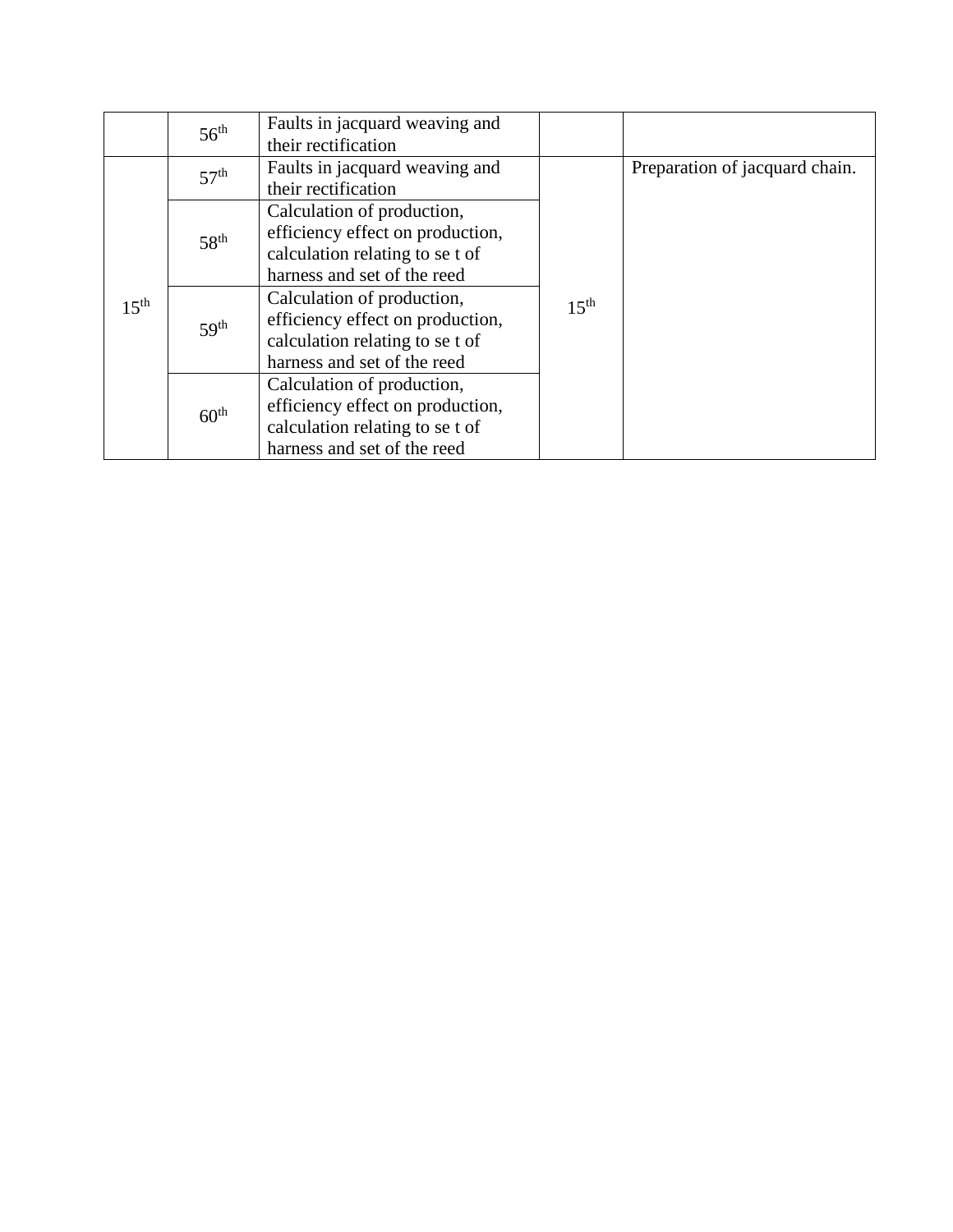| | | | | |
|---|---|---|---|---|
| | 56th | Faults in jacquard weaving and their rectification | | |
| 15th | 57th | Faults in jacquard weaving and their rectification | 15th | Preparation of jacquard chain. |
| | 58th | Calculation of production, efficiency effect on production, calculation relating to se t of harness and set of the reed | | |
| | 59th | Calculation of production, efficiency effect on production, calculation relating to se t of harness and set of the reed | | |
| | 60th | Calculation of production, efficiency effect on production, calculation relating to se t of harness and set of the reed | | |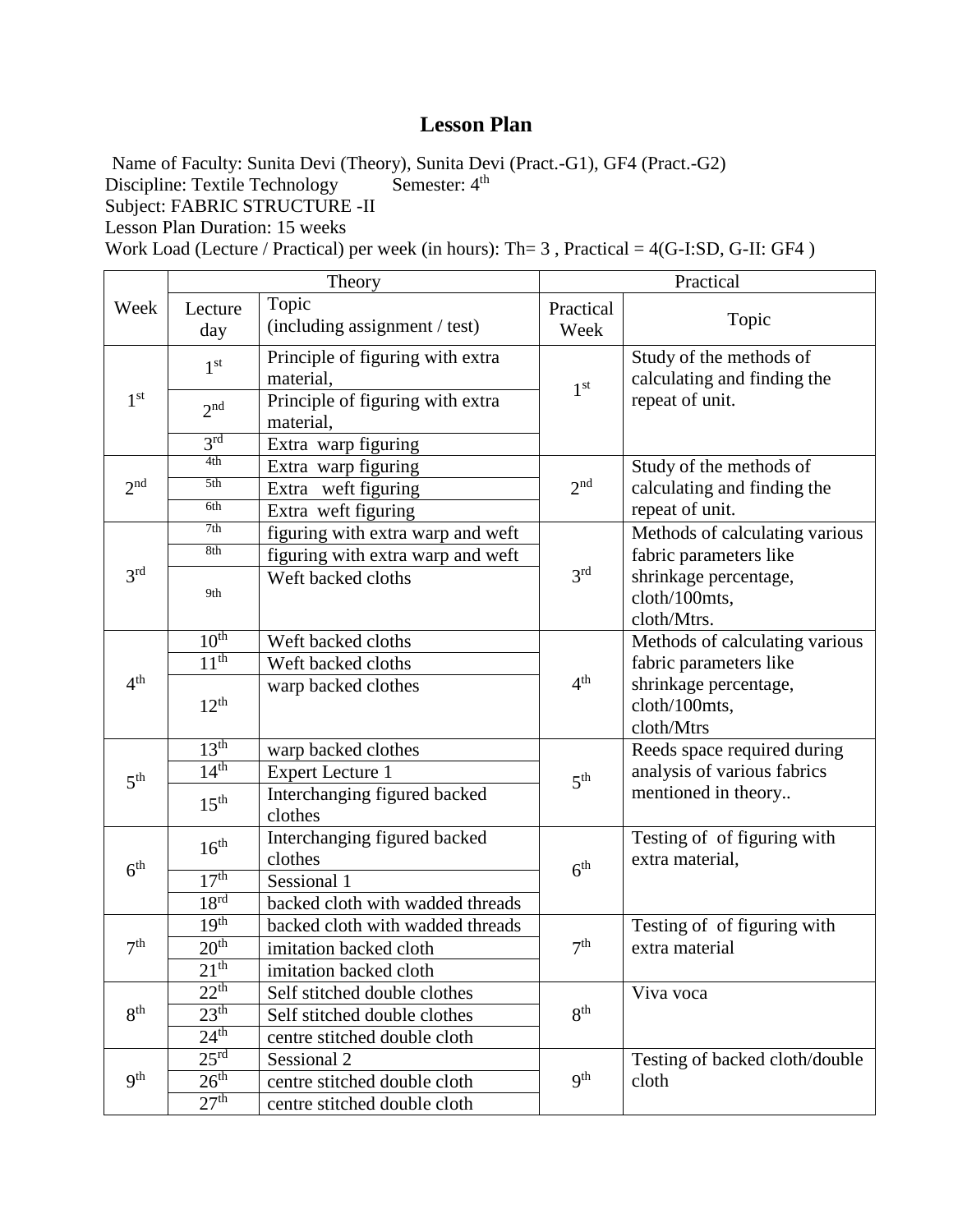# Lesson Plan

Name of Faculty: Sunita Devi (Theory), Sunita Devi (Pract.-G1), GF4 (Pract.-G2)
Discipline: Textile Technology    Semester: 4th
Subject: FABRIC STRUCTURE -II
Lesson Plan Duration: 15 weeks
Work Load (Lecture / Practical) per week (in hours): Th= 3 , Practical = 4(G-I:SD, G-II: GF4 )

| Week | Theory | | Practical | |
|---|---|---|---|---|
| | Lecture day | Topic (including assignment / test) | Practical Week | Topic |
| 1st | 1st | Principle of figuring with extra material, | 1st | Study of the methods of calculating and finding the repeat of unit. |
| | 2nd | Principle of figuring with extra material, | | |
| | 3rd | Extra warp figuring | | |
| 2nd | 4th | Extra warp figuring | 2nd | Study of the methods of calculating and finding the repeat of unit. |
| | 5th | Extra weft figuring | | |
| | 6th | Extra weft figuring | | |
| 3rd | 7th | figuring with extra warp and weft | 3rd | Methods of calculating various fabric parameters like shrinkage percentage, cloth/100mts, cloth/Mtrs. |
| | 8th | figuring with extra warp and weft | | |
| | 9th | Weft backed cloths | | |
| 4th | 10th | Weft backed cloths | 4th | Methods of calculating various fabric parameters like shrinkage percentage, cloth/100mts, cloth/Mtrs |
| | 11th | Weft backed cloths | | |
| | 12th | warp backed clothes | | |
| 5th | 13th | warp backed clothes | 5th | Reeds space required during analysis of various fabrics mentioned in theory.. |
| | 14th | Expert Lecture 1 | | |
| | 15th | Interchanging figured backed clothes | | |
| 6th | 16th | Interchanging figured backed clothes | 6th | Testing of of figuring with extra material, |
| | 17th | Sessional 1 | | |
| | 18rd | backed cloth with wadded threads | | |
| 7th | 19th | backed cloth with wadded threads | 7th | Testing of of figuring with extra material |
| | 20th | imitation backed cloth | | |
| | 21th | imitation backed cloth | | |
| 8th | 22th | Self stitched double clothes | 8th | Viva voca |
| | 23th | Self stitched double clothes | | |
| | 24th | centre stitched double cloth | | |
| 9th | 25rd | Sessional 2 | 9th | Testing of backed cloth/double cloth |
| | 26th | centre stitched double cloth | | |
| | 27th | centre stitched double cloth | | |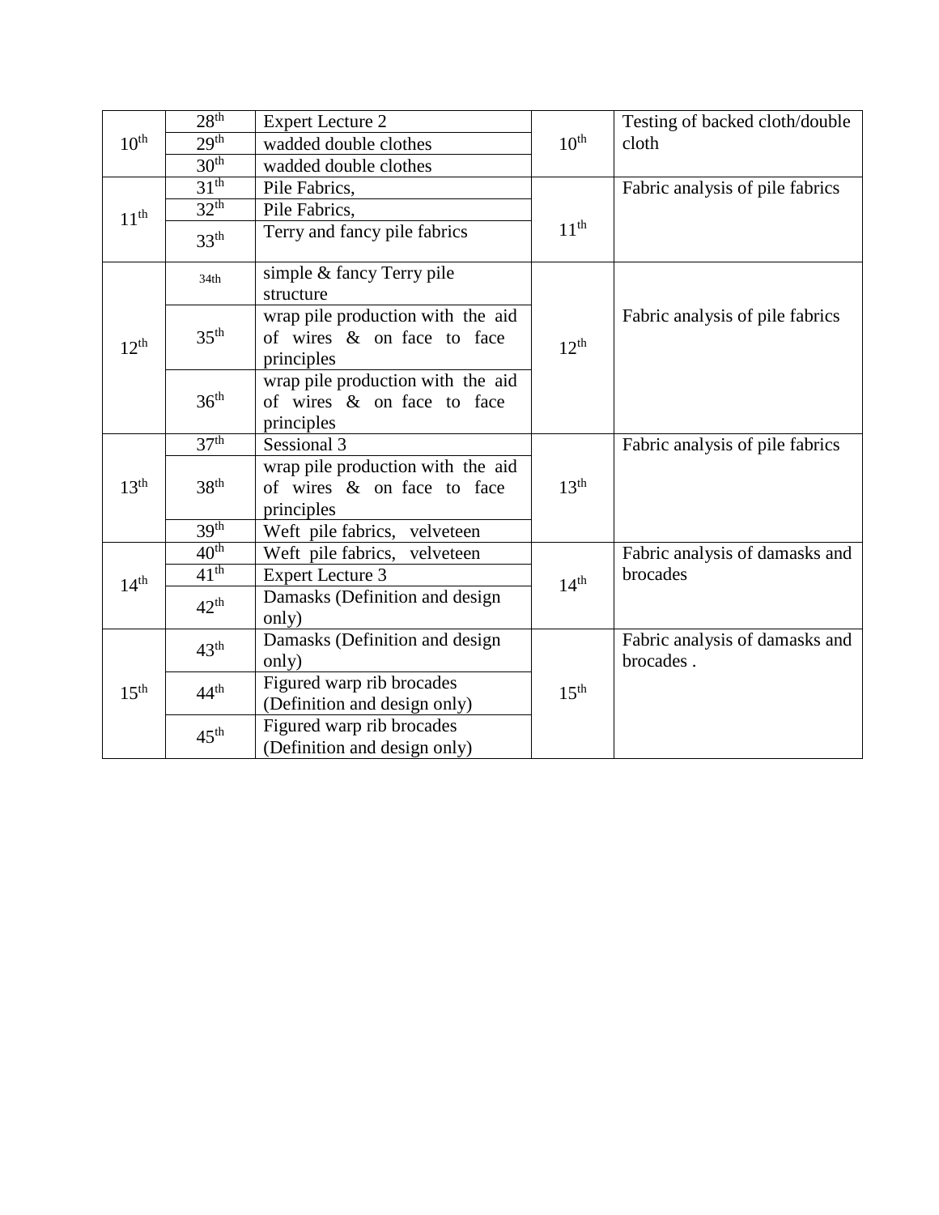| | | | | |
|---|---|---|---|---|
| 10th | 28th | Expert Lecture 2 | 10th | Testing of backed cloth/double cloth |
| | 29th | wadded double clothes | | |
| | 30th | wadded double clothes | | |
| 11th | 31th | Pile Fabrics, | 11th | Fabric analysis of pile fabrics |
| | 32th | Pile Fabrics, | | |
| | 33th | Terry and fancy pile fabrics | | |
| 12th | 34th | simple & fancy Terry pile structure | 12th | Fabric analysis of pile fabrics |
| | 35th | wrap pile production with the aid of wires & on face to face principles | | |
| | 36th | wrap pile production with the aid of wires & on face to face principles | | |
| 13th | 37th | Sessional 3 | 13th | Fabric analysis of pile fabrics |
| | 38th | wrap pile production with the aid of wires & on face to face principles | | |
| | 39th | Weft pile fabrics, velveteen | | |
| 14th | 40th | Weft pile fabrics, velveteen | 14th | Fabric analysis of damasks and brocades |
| | 41th | Expert Lecture 3 | | |
| | 42th | Damasks (Definition and design only) | | |
| 15th | 43th | Damasks (Definition and design only) | 15th | Fabric analysis of damasks and brocades . |
| | 44th | Figured warp rib brocades (Definition and design only) | | |
| | 45th | Figured warp rib brocades (Definition and design only) | | |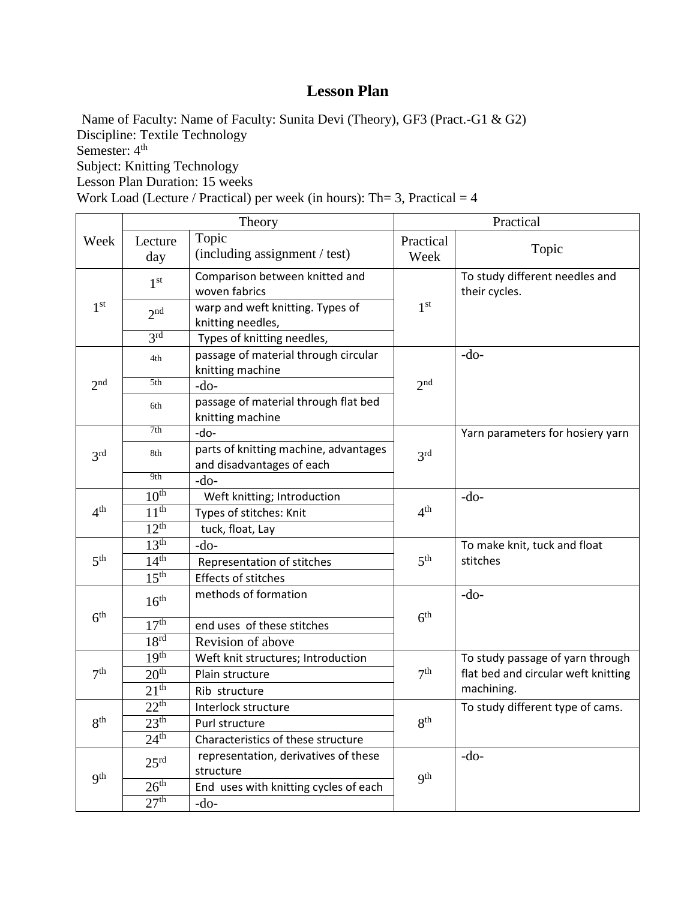# Lesson Plan

Name of Faculty: Name of Faculty: Sunita Devi (Theory), GF3 (Pract.-G1 & G2)
Discipline: Textile Technology
Semester: 4th
Subject: Knitting Technology
Lesson Plan Duration: 15 weeks
Work Load (Lecture / Practical) per week (in hours): Th= 3, Practical = 4

| Week | Theory | | Practical | |
|---|---|---|---|---|
| | Lecture day | Topic (including assignment / test) | Practical Week | Topic |
| 1st | 1st | Comparison between knitted and woven fabrics | 1st | To study different needles and their cycles. |
| | 2nd | warp and weft knitting. Types of knitting needles, | | |
| | 3rd | Types of knitting needles, | | |
| 2nd | 4th | passage of material through circular knitting machine | 2nd | -do- |
| | 5th | -do- | | |
| | 6th | passage of material through flat bed knitting machine | | |
| 3rd | 7th | -do- | 3rd | Yarn parameters for hosiery yarn |
| | 8th | parts of knitting machine, advantages and disadvantages of each | | |
| | 9th | -do- | | |
| 4th | 10th | Weft knitting; Introduction | 4th | -do- |
| | 11th | Types of stitches: Knit | | |
| | 12th | tuck, float, Lay | | |
| 5th | 13th | -do- | 5th | To make knit, tuck and float stitches |
| | 14th | Representation of stitches | | |
| | 15th | Effects of stitches | | |
| 6th | 16th | methods of formation | 6th | -do- |
| | 17th | end uses of these stitches | | |
| | 18rd | Revision of above | | |
| 7th | 19th | Weft knit structures; Introduction | 7th | To study passage of yarn through flat bed and circular weft knitting machining. |
| | 20th | Plain structure | | |
| | 21th | Rib structure | | |
| 8th | 22th | Interlock structure | 8th | To study different type of cams. |
| | 23th | Purl structure | | |
| | 24th | Characteristics of these structure | | |
| 9th | 25rd | representation, derivatives of these structure | 9th | -do- |
| | 26th | End uses with knitting cycles of each | | |
| | 27th | -do- | | |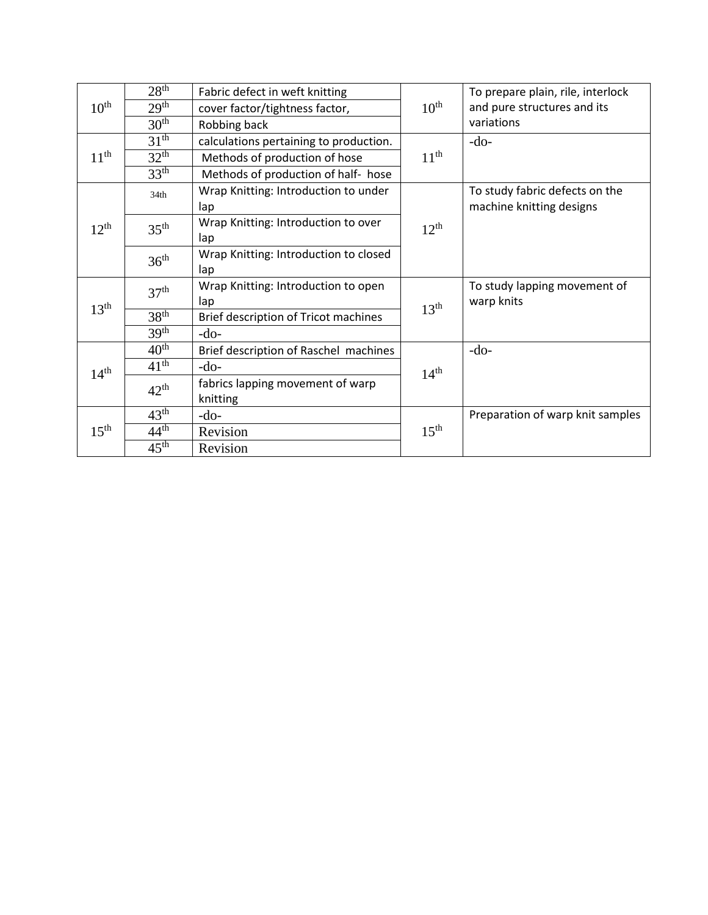| | | | | |
|---|---|---|---|---|
| 10th | 28th | Fabric defect in weft knitting | 10th | To prepare plain, rile, interlock and pure structures and its variations |
| | 29th | cover factor/tightness factor, | | |
| | 30th | Robbing back | | |
| 11th | 31th | calculations pertaining to production. | 11th | -do- |
| | 32th | Methods of production of hose | | |
| | 33th | Methods of production of half- hose | | |
| 12th | 34th | Wrap Knitting: Introduction to under lap | 12th | To study fabric defects on the machine knitting designs |
| | 35th | Wrap Knitting: Introduction to over lap | | |
| | 36th | Wrap Knitting: Introduction to closed lap | | |
| 13th | 37th | Wrap Knitting: Introduction to open lap | 13th | To study lapping movement of warp knits |
| | 38th | Brief description of Tricot machines | | |
| | 39th | -do- | | |
| 14th | 40th | Brief description of Raschel machines | 14th | -do- |
| | 41th | -do- | | |
| | 42th | fabrics lapping movement of warp knitting | | |
| 15th | 43th | -do- | 15th | Preparation of warp knit samples |
| | 44th | Revision | | |
| | 45th | Revision | | |